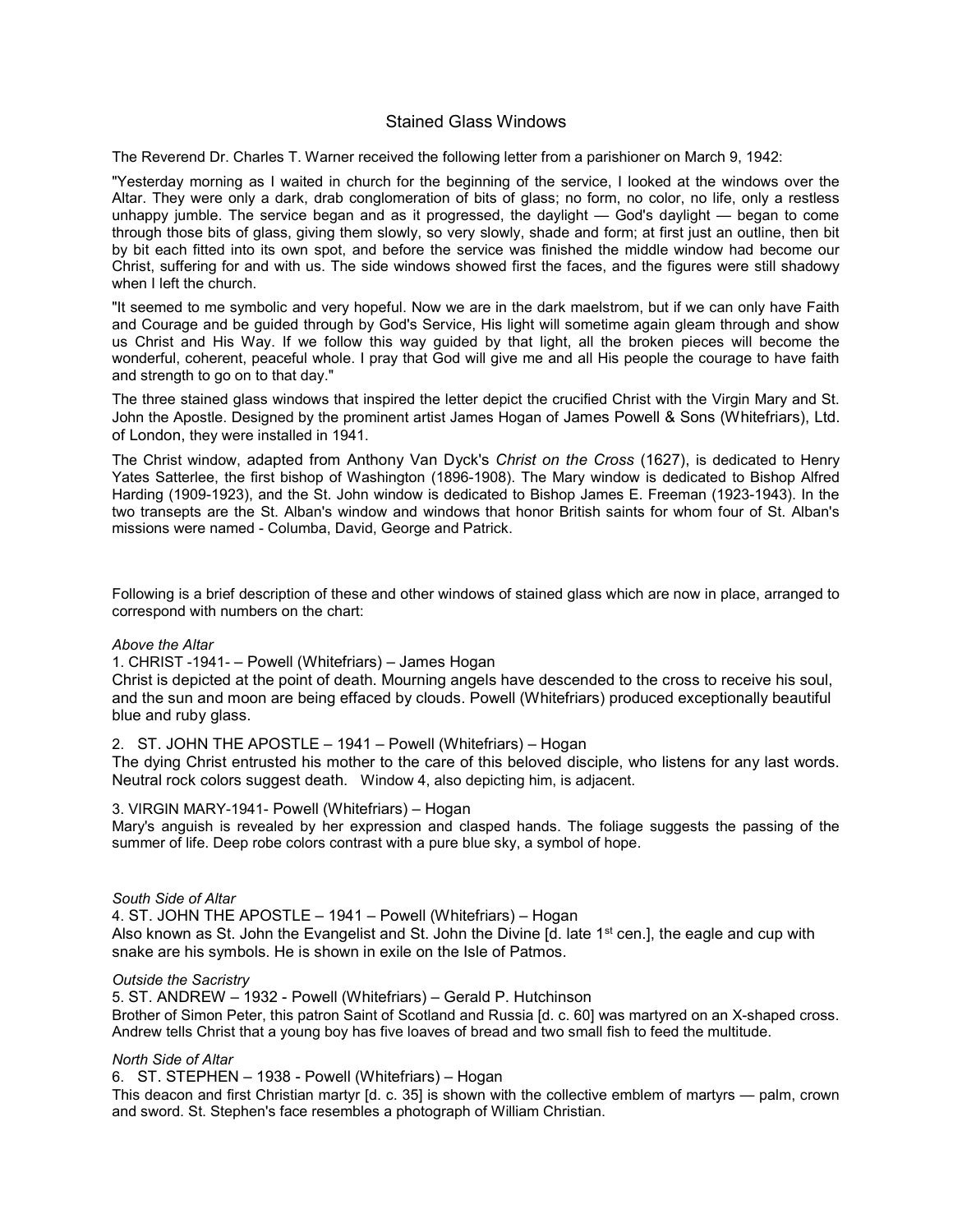# Stained Glass Windows

The Reverend Dr. Charles T. Warner received the following letter from a parishioner on March 9, 1942:

"Yesterday morning as I waited in church for the beginning of the service, I looked at the windows over the Altar. They were only a dark, drab conglomeration of bits of glass; no form, no color, no life, only a restless unhappy jumble. The service began and as it progressed, the daylight — God's daylight — began to come through those bits of glass, giving them slowly, so very slowly, shade and form; at first just an outline, then bit by bit each fitted into its own spot, and before the service was finished the middle window had become our Christ, suffering for and with us. The side windows showed first the faces, and the figures were still shadowy when I left the church.

"It seemed to me symbolic and very hopeful. Now we are in the dark maelstrom, but if we can only have Faith and Courage and be guided through by God's Service, His light will sometime again gleam through and show us Christ and His Way. If we follow this way guided by that light, all the broken pieces will become the wonderful, coherent, peaceful whole. I pray that God will give me and all His people the courage to have faith and strength to go on to that day."

The three stained glass windows that inspired the letter depict the crucified Christ with the Virgin Mary and St. John the Apostle. Designed by the prominent artist James Hogan of James Powell & Sons (Whitefriars), Ltd. of London, they were installed in 1941.

The Christ window, adapted from Anthony Van Dyck's *Christ on the Cross* (1627), is dedicated to Henry Yates Satterlee, the first bishop of Washington (1896-1908). The Mary window is dedicated to Bishop Alfred Harding (1909-1923), and the St. John window is dedicated to Bishop James E. Freeman (1923-1943). In the two transepts are the St. Alban's window and windows that honor British saints for whom four of St. Alban's missions were named - Columba, David, George and Patrick.

Following is a brief description of these and other windows of stained glass which are now in place, arranged to correspond with numbers on the chart:

*Above the Altar*

1. CHRIST -1941- – Powell (Whitefriars) – James Hogan

Christ is depicted at the point of death. Mourning angels have descended to the cross to receive his soul, and the sun and moon are being effaced by clouds. Powell (Whitefriars) produced exceptionally beautiful blue and ruby glass.

2. ST. JOHN THE APOSTLE – 1941 – Powell (Whitefriars) – Hogan

The dying Christ entrusted his mother to the care of this beloved disciple, who listens for any last words. Neutral rock colors suggest death. Window 4, also depicting him, is adjacent.

3. VIRGIN MARY-1941- Powell (Whitefriars) – Hogan

Mary's anguish is revealed by her expression and clasped hands. The foliage suggests the passing of the summer of life. Deep robe colors contrast with a pure blue sky, a symbol of hope.

*South Side of Altar*

4. ST. JOHN THE APOSTLE – 1941 – Powell (Whitefriars) – Hogan

Also known as St. John the Evangelist and St. John the Divine [d. late 1st cen.], the eagle and cup with snake are his symbols. He is shown in exile on the Isle of Patmos.

*Outside the Sacristry*

5. ST. ANDREW – 1932 - Powell (Whitefriars) – Gerald P. Hutchinson

Brother of Simon Peter, this patron Saint of Scotland and Russia [d. c. 60] was martyred on an X-shaped cross. Andrew tells Christ that a young boy has five loaves of bread and two small fish to feed the multitude.

*North Side of Altar*

6. ST. STEPHEN – 1938 - Powell (Whitefriars) – Hogan

This deacon and first Christian martyr [d. c. 35] is shown with the collective emblem of martyrs — palm, crown and sword. St. Stephen's face resembles a photograph of William Christian.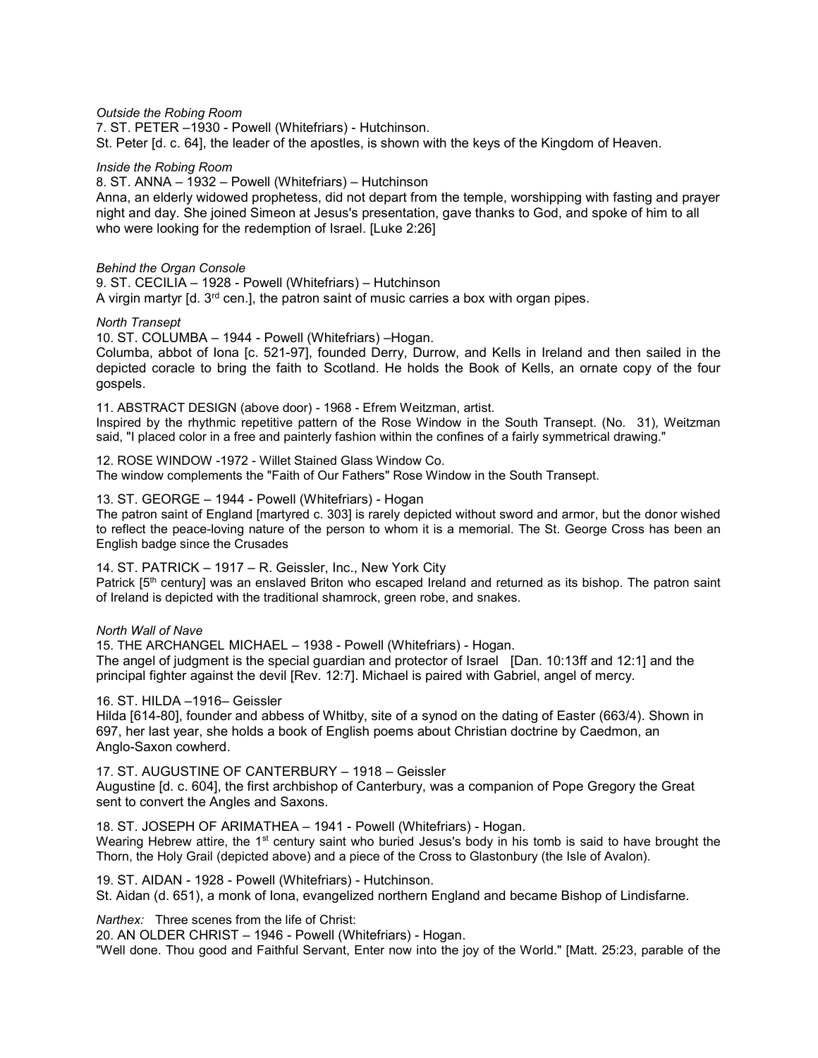*Outside the Robing Room*

7. ST. PETER –1930 - Powell (Whitefriars) - Hutchinson.

St. Peter [d. c. 64], the leader of the apostles, is shown with the keys of the Kingdom of Heaven.

*Inside the Robing Room*

8. ST. ANNA – 1932 – Powell (Whitefriars) – Hutchinson

Anna, an elderly widowed prophetess, did not depart from the temple, worshipping with fasting and prayer night and day. She joined Simeon at Jesus's presentation, gave thanks to God, and spoke of him to all who were looking for the redemption of Israel. [Luke 2:26]

*Behind the Organ Console*

9. ST. CECILIA – 1928 - Powell (Whitefriars) – Hutchinson

A virgin martyr [d. 3rd cen.], the patron saint of music carries a box with organ pipes.

*North Transept*

10. ST. COLUMBA – 1944 - Powell (Whitefriars) –Hogan.

Columba, abbot of Iona [c. 521-97], founded Derry, Durrow, and Kells in Ireland and then sailed in the depicted coracle to bring the faith to Scotland. He holds the Book of Kells, an ornate copy of the four gospels.

11. ABSTRACT DESIGN (above door) - 1968 - Efrem Weitzman, artist.

Inspired by the rhythmic repetitive pattern of the Rose Window in the South Transept. (No. 31), Weitzman said, "I placed color in a free and painterly fashion within the confines of a fairly symmetrical drawing."

12. ROSE WINDOW -1972 - Willet Stained Glass Window Co.

The window complements the "Faith of Our Fathers" Rose Window in the South Transept.

13. ST. GEORGE – 1944 - Powell (Whitefriars) - Hogan

The patron saint of England [martyred c. 303] is rarely depicted without sword and armor, but the donor wished to reflect the peace-loving nature of the person to whom it is a memorial. The St. George Cross has been an English badge since the Crusades

14. ST. PATRICK – 1917 – R. Geissler, Inc., New York City

Patrick [5th century] was an enslaved Briton who escaped Ireland and returned as its bishop. The patron saint of Ireland is depicted with the traditional shamrock, green robe, and snakes.

*North Wall of Nave*

15. THE ARCHANGEL MICHAEL – 1938 - Powell (Whitefriars) - Hogan.

The angel of judgment is the special guardian and protector of Israel [Dan. 10:13ff and 12:1] and the principal fighter against the devil [Rev. 12:7]. Michael is paired with Gabriel, angel of mercy.

16. ST. HILDA –1916– Geissler

Hilda [614-80], founder and abbess of Whitby, site of a synod on the dating of Easter (663/4). Shown in 697, her last year, she holds a book of English poems about Christian doctrine by Caedmon, an Anglo-Saxon cowherd.

17. ST. AUGUSTINE OF CANTERBURY – 1918 – Geissler

Augustine [d. c. 604], the first archbishop of Canterbury, was a companion of Pope Gregory the Great sent to convert the Angles and Saxons.

18. ST. JOSEPH OF ARIMATHEA – 1941 - Powell (Whitefriars) - Hogan.

Wearing Hebrew attire, the 1st century saint who buried Jesus's body in his tomb is said to have brought the Thorn, the Holy Grail (depicted above) and a piece of the Cross to Glastonbury (the Isle of Avalon).

19. ST. AIDAN - 1928 - Powell (Whitefriars) - Hutchinson.

St. Aidan (d. 651), a monk of Iona, evangelized northern England and became Bishop of Lindisfarne.

*Narthex:* Three scenes from the life of Christ:

20. AN OLDER CHRIST – 1946 - Powell (Whitefriars) - Hogan.

"Well done. Thou good and Faithful Servant, Enter now into the joy of the World." [Matt. 25:23, parable of the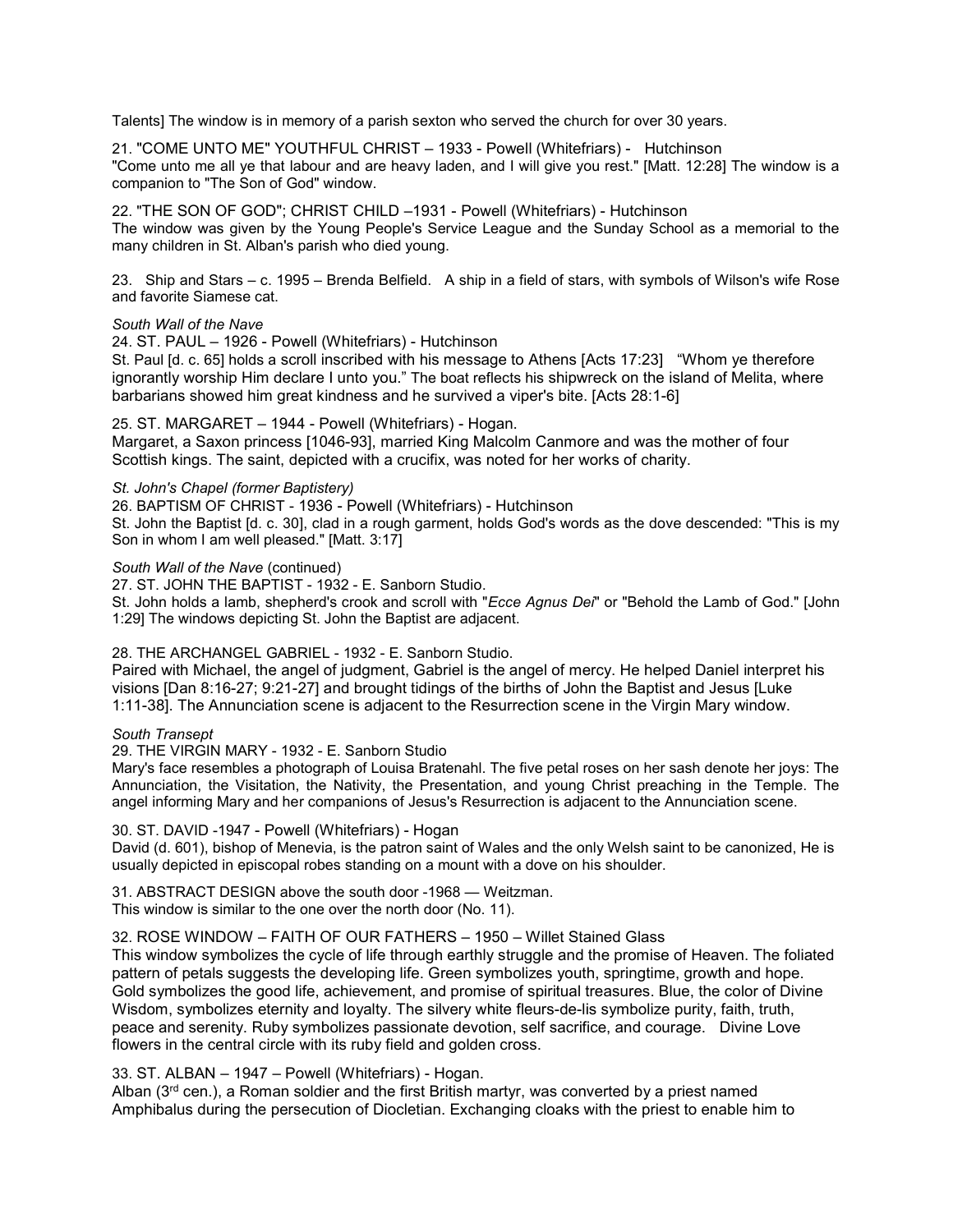Talents] The window is in memory of a parish sexton who served the church for over 30 years.

21. "COME UNTO ME" YOUTHFUL CHRIST – 1933 - Powell (Whitefriars) - Hutchinson
"Come unto me all ye that labour and are heavy laden, and I will give you rest." [Matt. 12:28] The window is a companion to "The Son of God" window.

22. "THE SON OF GOD"; CHRIST CHILD –1931 - Powell (Whitefriars) - Hutchinson
The window was given by the Young People's Service League and the Sunday School as a memorial to the many children in St. Alban's parish who died young.

23. Ship and Stars – c. 1995 – Brenda Belfield. A ship in a field of stars, with symbols of Wilson's wife Rose and favorite Siamese cat.

*South Wall of the Nave*
24. ST. PAUL – 1926 - Powell (Whitefriars) - Hutchinson
St. Paul [d. c. 65] holds a scroll inscribed with his message to Athens [Acts 17:23] "Whom ye therefore ignorantly worship Him declare I unto you." The boat reflects his shipwreck on the island of Melita, where barbarians showed him great kindness and he survived a viper's bite. [Acts 28:1-6]

25. ST. MARGARET – 1944 - Powell (Whitefriars) - Hogan.
Margaret, a Saxon princess [1046-93], married King Malcolm Canmore and was the mother of four Scottish kings. The saint, depicted with a crucifix, was noted for her works of charity.

*St. John's Chapel (former Baptistery)*
26. BAPTISM OF CHRIST - 1936 - Powell (Whitefriars) - Hutchinson
St. John the Baptist [d. c. 30], clad in a rough garment, holds God's words as the dove descended: "This is my Son in whom I am well pleased." [Matt. 3:17]

*South Wall of the Nave* (continued)
27. ST. JOHN THE BAPTIST - 1932 - E. Sanborn Studio.
St. John holds a lamb, shepherd's crook and scroll with "*Ecce Agnus Dei*" or "Behold the Lamb of God." [John 1:29] The windows depicting St. John the Baptist are adjacent.

28. THE ARCHANGEL GABRIEL - 1932 - E. Sanborn Studio.
Paired with Michael, the angel of judgment, Gabriel is the angel of mercy. He helped Daniel interpret his visions [Dan 8:16-27; 9:21-27] and brought tidings of the births of John the Baptist and Jesus [Luke 1:11-38]. The Annunciation scene is adjacent to the Resurrection scene in the Virgin Mary window.

*South Transept*
29. THE VIRGIN MARY - 1932 - E. Sanborn Studio
Mary's face resembles a photograph of Louisa Bratenahl. The five petal roses on her sash denote her joys: The Annunciation, the Visitation, the Nativity, the Presentation, and young Christ preaching in the Temple. The angel informing Mary and her companions of Jesus's Resurrection is adjacent to the Annunciation scene.

30. ST. DAVID -1947 - Powell (Whitefriars) - Hogan
David (d. 601), bishop of Menevia, is the patron saint of Wales and the only Welsh saint to be canonized, He is usually depicted in episcopal robes standing on a mount with a dove on his shoulder.

31. ABSTRACT DESIGN above the south door -1968 — Weitzman.
This window is similar to the one over the north door (No. 11).

32. ROSE WINDOW – FAITH OF OUR FATHERS – 1950 – Willet Stained Glass
This window symbolizes the cycle of life through earthly struggle and the promise of Heaven. The foliated pattern of petals suggests the developing life. Green symbolizes youth, springtime, growth and hope. Gold symbolizes the good life, achievement, and promise of spiritual treasures. Blue, the color of Divine Wisdom, symbolizes eternity and loyalty. The silvery white fleurs-de-lis symbolize purity, faith, truth, peace and serenity. Ruby symbolizes passionate devotion, self sacrifice, and courage. Divine Love flowers in the central circle with its ruby field and golden cross.

33. ST. ALBAN – 1947 – Powell (Whitefriars) - Hogan.
Alban (3rd cen.), a Roman soldier and the first British martyr, was converted by a priest named Amphibalus during the persecution of Diocletian. Exchanging cloaks with the priest to enable him to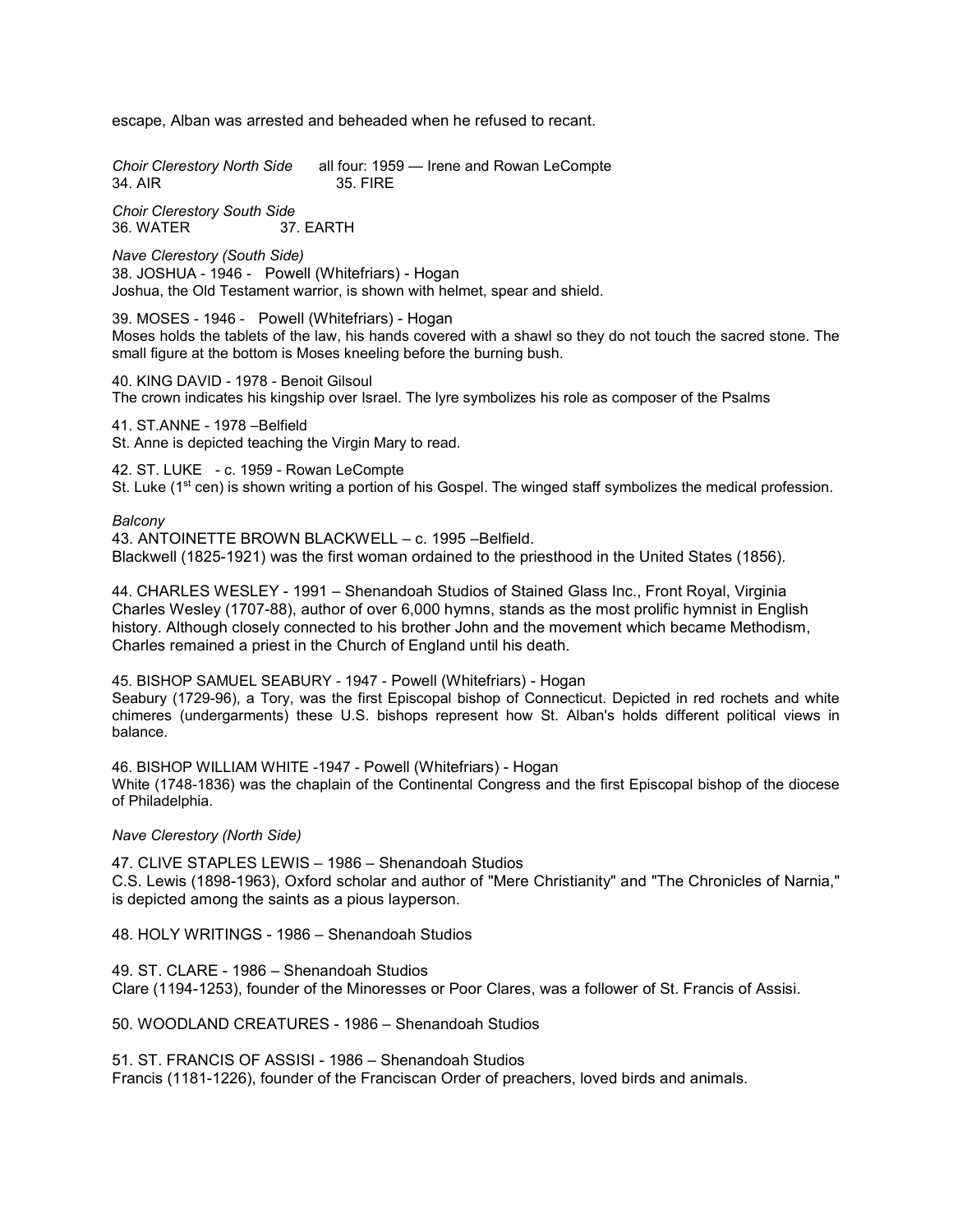escape, Alban was arrested and beheaded when he refused to recant.

*Choir Clerestory North Side* all four: 1959 — Irene and Rowan LeCompte
34. AIR 35. FIRE

*Choir Clerestory South Side*
36. WATER 37. EARTH

*Nave Clerestory (South Side)*
38. JOSHUA - 1946 - Powell (Whitefriars) - Hogan
Joshua, the Old Testament warrior, is shown with helmet, spear and shield.

39. MOSES - 1946 - Powell (Whitefriars) - Hogan
Moses holds the tablets of the law, his hands covered with a shawl so they do not touch the sacred stone. The small figure at the bottom is Moses kneeling before the burning bush.

40. KING DAVID - 1978 - Benoit Gilsoul
The crown indicates his kingship over Israel. The lyre symbolizes his role as composer of the Psalms

41. ST.ANNE - 1978 –Belfield
St. Anne is depicted teaching the Virgin Mary to read.

42. ST. LUKE - c. 1959 - Rowan LeCompte
St. Luke (1st cen) is shown writing a portion of his Gospel. The winged staff symbolizes the medical profession.

*Balcony*
43. ANTOINETTE BROWN BLACKWELL – c. 1995 –Belfield.
Blackwell (1825-1921) was the first woman ordained to the priesthood in the United States (1856).

44. CHARLES WESLEY - 1991 – Shenandoah Studios of Stained Glass Inc., Front Royal, Virginia
Charles Wesley (1707-88), author of over 6,000 hymns, stands as the most prolific hymnist in English history. Although closely connected to his brother John and the movement which became Methodism, Charles remained a priest in the Church of England until his death.

45. BISHOP SAMUEL SEABURY - 1947 - Powell (Whitefriars) - Hogan
Seabury (1729-96), a Tory, was the first Episcopal bishop of Connecticut. Depicted in red rochets and white chimeres (undergarments) these U.S. bishops represent how St. Alban's holds different political views in balance.

46. BISHOP WILLIAM WHITE -1947 - Powell (Whitefriars) - Hogan
White (1748-1836) was the chaplain of the Continental Congress and the first Episcopal bishop of the diocese of Philadelphia.

*Nave Clerestory (North Side)*

47. CLIVE STAPLES LEWIS – 1986 – Shenandoah Studios
C.S. Lewis (1898-1963), Oxford scholar and author of "Mere Christianity" and "The Chronicles of Narnia," is depicted among the saints as a pious layperson.

48. HOLY WRITINGS - 1986 – Shenandoah Studios

49. ST. CLARE - 1986 – Shenandoah Studios
Clare (1194-1253), founder of the Minoresses or Poor Clares, was a follower of St. Francis of Assisi.

50. WOODLAND CREATURES - 1986 – Shenandoah Studios

51. ST. FRANCIS OF ASSISI - 1986 – Shenandoah Studios
Francis (1181-1226), founder of the Franciscan Order of preachers, loved birds and animals.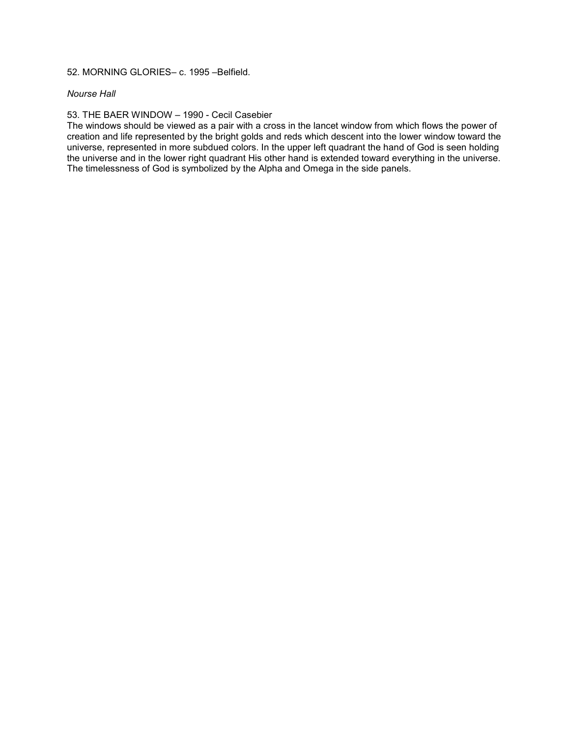52. MORNING GLORIES– c. 1995 –Belfield.

*Nourse Hall*

53. THE BAER WINDOW – 1990 - Cecil Casebier
The windows should be viewed as a pair with a cross in the lancet window from which flows the power of creation and life represented by the bright golds and reds which descent into the lower window toward the universe, represented in more subdued colors. In the upper left quadrant the hand of God is seen holding the universe and in the lower right quadrant His other hand is extended toward everything in the universe. The timelessness of God is symbolized by the Alpha and Omega in the side panels.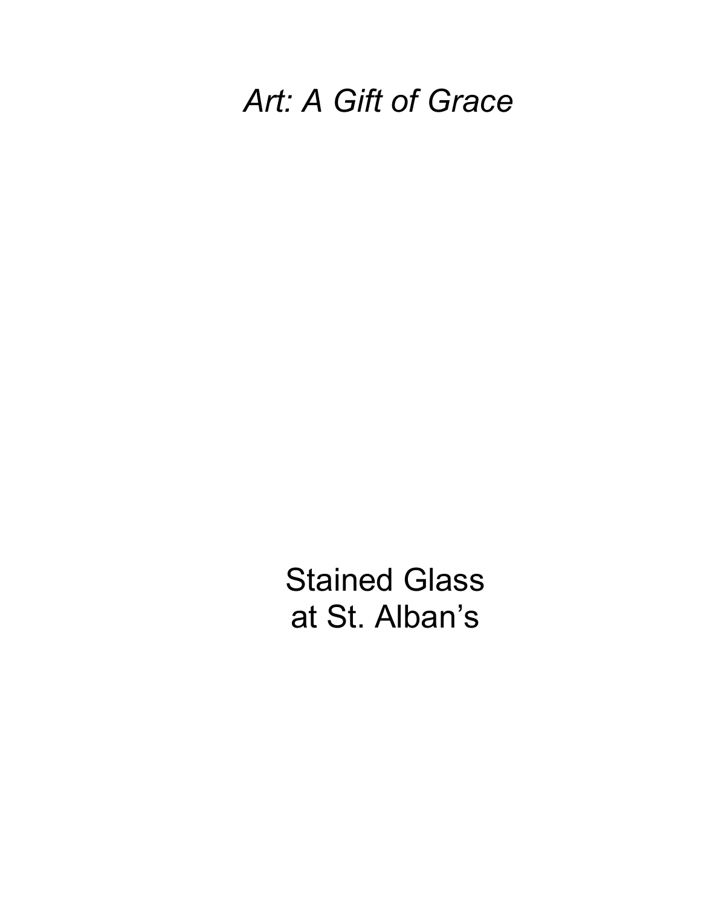*Art: A Gift of Grace*

Stained Glass
at St. Alban's